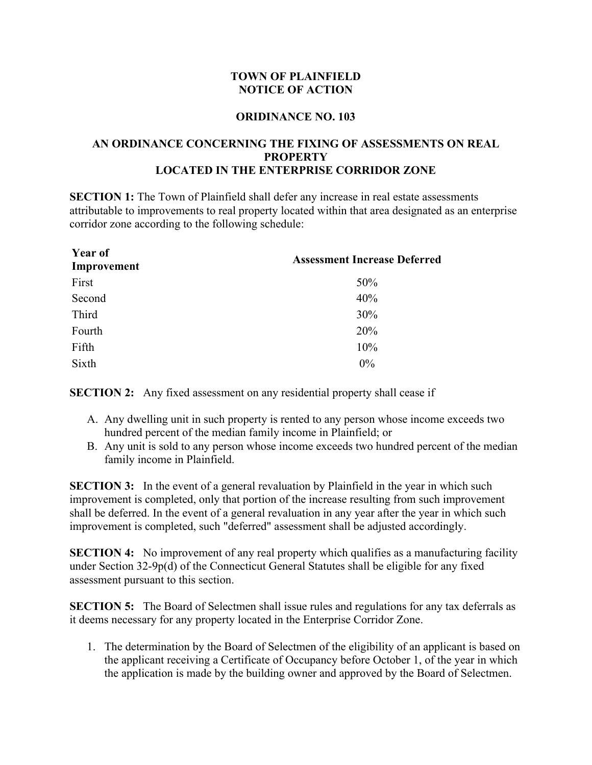**TOWN OF PLAINFIELD**
**NOTICE OF ACTION**

**ORIDINANCE NO. 103**

**AN ORDINANCE CONCERNING THE FIXING OF ASSESSMENTS ON REAL PROPERTY LOCATED IN THE ENTERPRISE CORRIDOR ZONE**

**SECTION 1:** The Town of Plainfield shall defer any increase in real estate assessments attributable to improvements to real property located within that area designated as an enterprise corridor zone according to the following schedule:

| Year of Improvement | Assessment Increase Deferred |
|---|---|
| First | 50% |
| Second | 40% |
| Third | 30% |
| Fourth | 20% |
| Fifth | 10% |
| Sixth | 0% |

**SECTION 2:** Any fixed assessment on any residential property shall cease if

A. Any dwelling unit in such property is rented to any person whose income exceeds two hundred percent of the median family income in Plainfield; or
B. Any unit is sold to any person whose income exceeds two hundred percent of the median family income in Plainfield.

**SECTION 3:** In the event of a general revaluation by Plainfield in the year in which such improvement is completed, only that portion of the increase resulting from such improvement shall be deferred. In the event of a general revaluation in any year after the year in which such improvement is completed, such "deferred" assessment shall be adjusted accordingly.

**SECTION 4:** No improvement of any real property which qualifies as a manufacturing facility under Section 32-9p(d) of the Connecticut General Statutes shall be eligible for any fixed assessment pursuant to this section.

**SECTION 5:** The Board of Selectmen shall issue rules and regulations for any tax deferrals as it deems necessary for any property located in the Enterprise Corridor Zone.

1. The determination by the Board of Selectmen of the eligibility of an applicant is based on the applicant receiving a Certificate of Occupancy before October 1, of the year in which the application is made by the building owner and approved by the Board of Selectmen.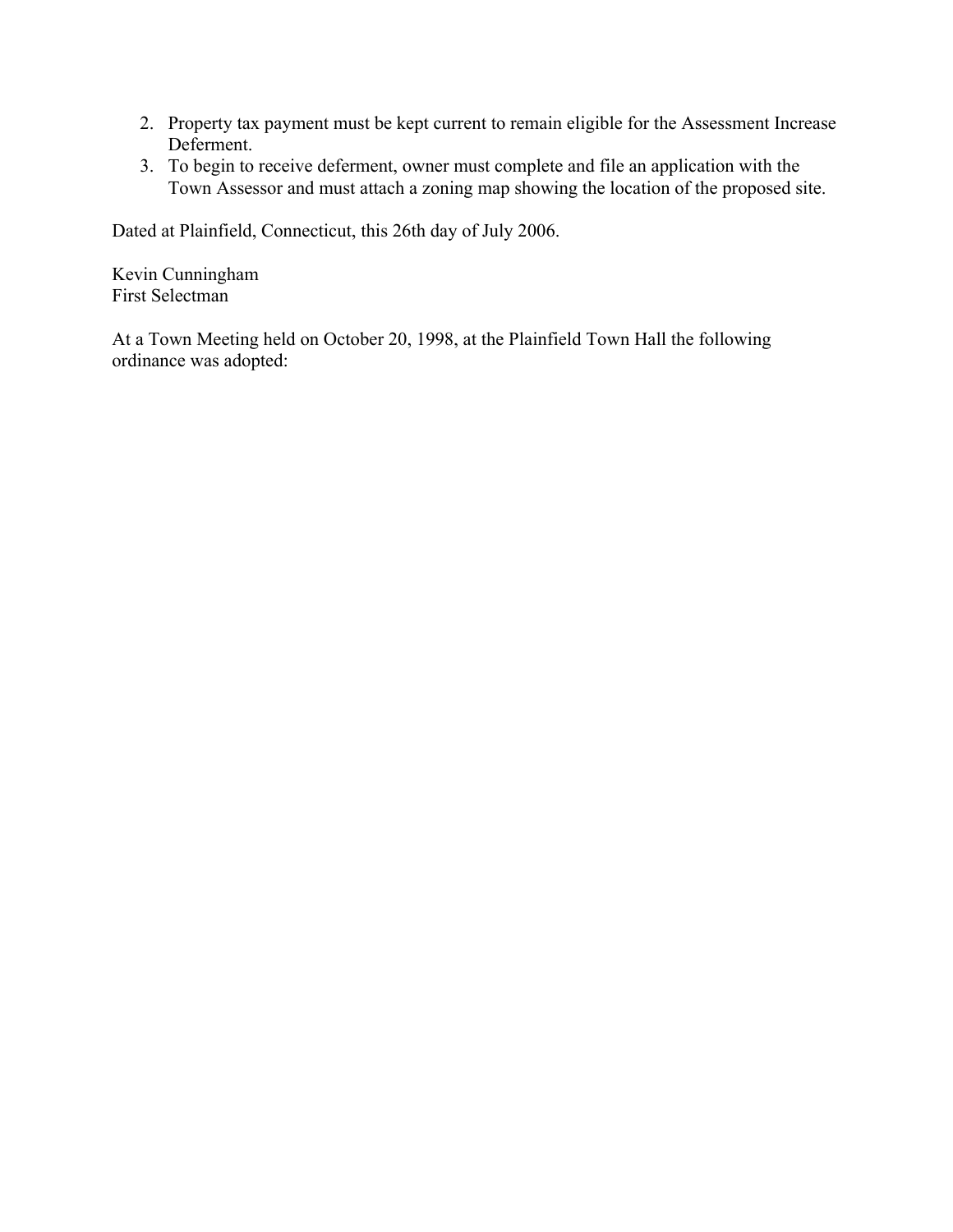2. Property tax payment must be kept current to remain eligible for the Assessment Increase Deferment.
3. To begin to receive deferment, owner must complete and file an application with the Town Assessor and must attach a zoning map showing the location of the proposed site.

Dated at Plainfield, Connecticut, this 26th day of July 2006.

Kevin Cunningham
First Selectman

At a Town Meeting held on October 20, 1998, at the Plainfield Town Hall the following ordinance was adopted: